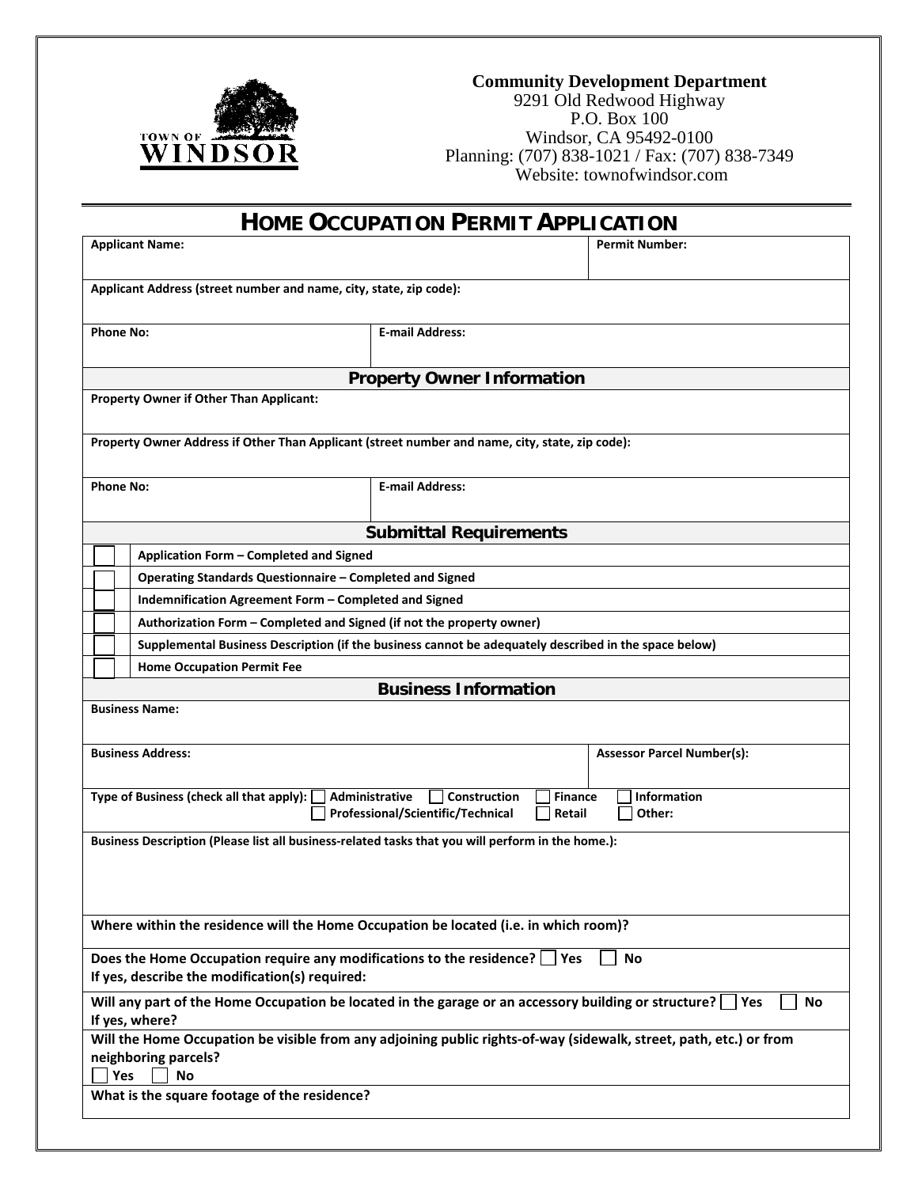TOWN OF WINDSOR

**Community Development Department**
9291 Old Redwood Highway
P.O. Box 100
Windsor, CA 95492-0100
Planning: (707) 838-1021 / Fax: (707) 838-7349
Website: townofwindsor.com

# HOME OCCUPATION PERMIT APPLICATION

| **Applicant Name:** | **Permit Number:** |
|---|---|
| **Applicant Address (street number and name, city, state, zip code):** | |
| **Phone No:** | **E-mail Address:** |

## Property Owner Information

| **Property Owner if Other Than Applicant:** | |
|---|---|
| **Property Owner Address if Other Than Applicant (street number and name, city, state, zip code):** | |
| **Phone No:** | **E-mail Address:** |

## Submittal Requirements

| | |
|---|---|
| ☐ | **Application Form – Completed and Signed** |
| ☐ | **Operating Standards Questionnaire – Completed and Signed** |
| ☐ | **Indemnification Agreement Form – Completed and Signed** |
| ☐ | **Authorization Form – Completed and Signed (if not the property owner)** |
| ☐ | **Supplemental Business Description (if the business cannot be adequately described in the space below)** |
| ☐ | **Home Occupation Permit Fee** |

## Business Information

| **Business Name:** | |
|---|---|
| **Business Address:** | **Assessor Parcel Number(s):** |

**Type of Business (check all that apply):** ☐ **Administrative** ☐ **Construction** ☐ **Finance** ☐ **Information** ☐ **Professional/Scientific/Technical** ☐ **Retail** ☐ **Other:**

**Business Description (Please list all business-related tasks that you will perform in the home.):**

**Where within the residence will the Home Occupation be located (i.e. in which room)?**

**Does the Home Occupation require any modifications to the residence?** ☐ **Yes** ☐ **No**
**If yes, describe the modification(s) required:**

**Will any part of the Home Occupation be located in the garage or an accessory building or structure?** ☐ **Yes** ☐ **No**
**If yes, where?**

**Will the Home Occupation be visible from any adjoining public rights-of-way (sidewalk, street, path, etc.) or from neighboring parcels?**
☐ **Yes** ☐ **No**

**What is the square footage of the residence?**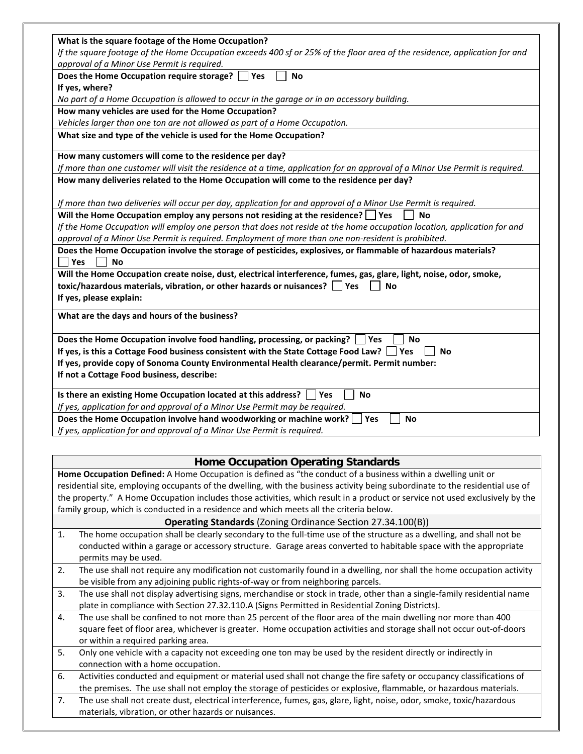**What is the square footage of the Home Occupation?**

*If the square footage of the Home Occupation exceeds 400 sf or 25% of the floor area of the residence, application for and approval of a Minor Use Permit is required.*

**Does the Home Occupation require storage?** ☐ **Yes** ☐ **No**

**If yes, where?**

*No part of a Home Occupation is allowed to occur in the garage or in an accessory building.*

**How many vehicles are used for the Home Occupation?**

*Vehicles larger than one ton are not allowed as part of a Home Occupation.*

**What size and type of the vehicle is used for the Home Occupation?**

**How many customers will come to the residence per day?**

*If more than one customer will visit the residence at a time, application for an approval of a Minor Use Permit is required.*

**How many deliveries related to the Home Occupation will come to the residence per day?**

*If more than two deliveries will occur per day, application for and approval of a Minor Use Permit is required.*

**Will the Home Occupation employ any persons not residing at the residence?** ☐ **Yes** ☐ **No**

*If the Home Occupation will employ one person that does not reside at the home occupation location, application for and approval of a Minor Use Permit is required. Employment of more than one non-resident is prohibited.*

**Does the Home Occupation involve the storage of pesticides, explosives, or flammable of hazardous materials?**
☐ **Yes** ☐ **No**

**Will the Home Occupation create noise, dust, electrical interference, fumes, gas, glare, light, noise, odor, smoke, toxic/hazardous materials, vibration, or other hazards or nuisances?** ☐ **Yes** ☐ **No**
**If yes, please explain:**

**What are the days and hours of the business?**

**Does the Home Occupation involve food handling, processing, or packing?** ☐ **Yes** ☐ **No**
**If yes, is this a Cottage Food business consistent with the State Cottage Food Law?** ☐ **Yes** ☐ **No**
**If yes, provide copy of Sonoma County Environmental Health clearance/permit. Permit number:**
**If not a Cottage Food business, describe:**

**Is there an existing Home Occupation located at this address?** ☐ **Yes** ☐ **No**

*If yes, application for and approval of a Minor Use Permit may be required.*

**Does the Home Occupation involve hand woodworking or machine work?** ☐ **Yes** ☐ **No**

*If yes, application for and approval of a Minor Use Permit is required.*

## Home Occupation Operating Standards

**Home Occupation Defined:** A Home Occupation is defined as "the conduct of a business within a dwelling unit or residential site, employing occupants of the dwelling, with the business activity being subordinate to the residential use of the property." A Home Occupation includes those activities, which result in a product or service not used exclusively by the family group, which is conducted in a residence and which meets all the criteria below.

**Operating Standards** (Zoning Ordinance Section 27.34.100(B))

1. The home occupation shall be clearly secondary to the full-time use of the structure as a dwelling, and shall not be conducted within a garage or accessory structure. Garage areas converted to habitable space with the appropriate permits may be used.
2. The use shall not require any modification not customarily found in a dwelling, nor shall the home occupation activity be visible from any adjoining public rights-of-way or from neighboring parcels.
3. The use shall not display advertising signs, merchandise or stock in trade, other than a single-family residential name plate in compliance with Section 27.32.110.A (Signs Permitted in Residential Zoning Districts).
4. The use shall be confined to not more than 25 percent of the floor area of the main dwelling nor more than 400 square feet of floor area, whichever is greater. Home occupation activities and storage shall not occur out-of-doors or within a required parking area.
5. Only one vehicle with a capacity not exceeding one ton may be used by the resident directly or indirectly in connection with a home occupation.
6. Activities conducted and equipment or material used shall not change the fire safety or occupancy classifications of the premises. The use shall not employ the storage of pesticides or explosive, flammable, or hazardous materials.
7. The use shall not create dust, electrical interference, fumes, gas, glare, light, noise, odor, smoke, toxic/hazardous materials, vibration, or other hazards or nuisances.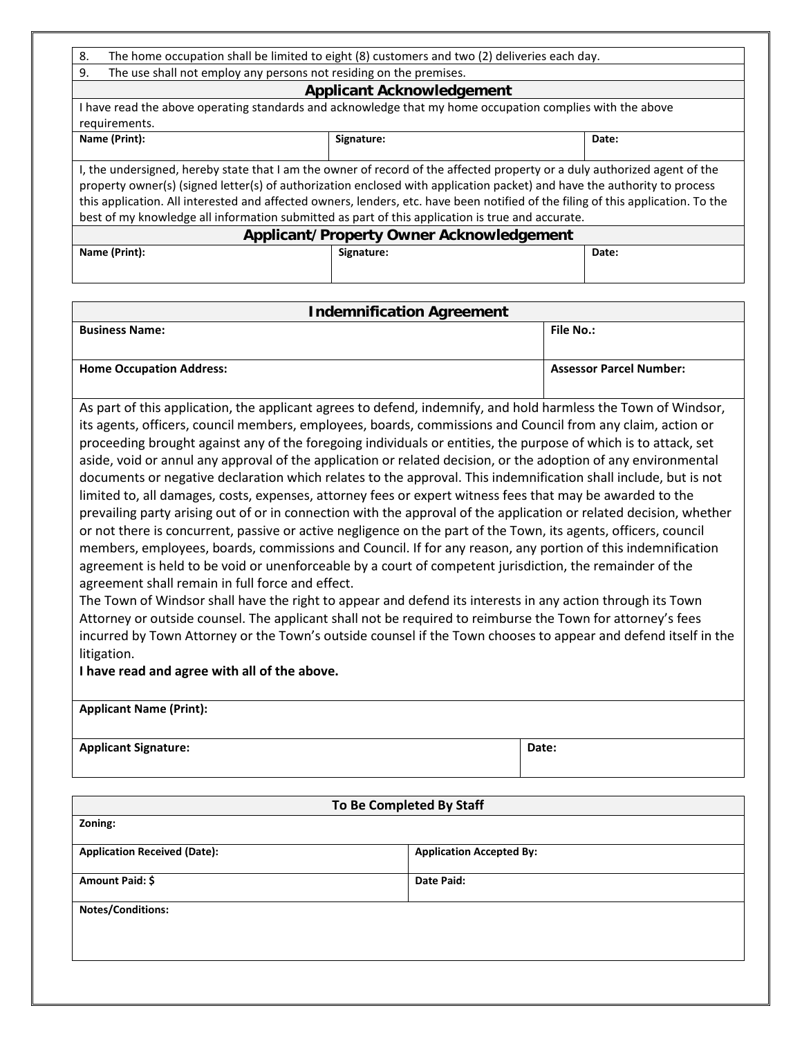8. The home occupation shall be limited to eight (8) customers and two (2) deliveries each day.
9. The use shall not employ any persons not residing on the premises.

## Applicant Acknowledgement

I have read the above operating standards and acknowledge that my home occupation complies with the above requirements.

| Name (Print): | Signature: | Date: |
|---|---|---|
| | | |

I, the undersigned, hereby state that I am the owner of record of the affected property or a duly authorized agent of the property owner(s) (signed letter(s) of authorization enclosed with application packet) and have the authority to process this application. All interested and affected owners, lenders, etc. have been notified of the filing of this application. To the best of my knowledge all information submitted as part of this application is true and accurate.

## Applicant/Property Owner Acknowledgement

| Name (Print): | Signature: | Date: |
|---|---|---|
| | | |

## Indemnification Agreement

| Business Name: | File No.: |
|---|---|
| **Home Occupation Address:** | **Assessor Parcel Number:** |

As part of this application, the applicant agrees to defend, indemnify, and hold harmless the Town of Windsor, its agents, officers, council members, employees, boards, commissions and Council from any claim, action or proceeding brought against any of the foregoing individuals or entities, the purpose of which is to attack, set aside, void or annul any approval of the application or related decision, or the adoption of any environmental documents or negative declaration which relates to the approval. This indemnification shall include, but is not limited to, all damages, costs, expenses, attorney fees or expert witness fees that may be awarded to the prevailing party arising out of or in connection with the approval of the application or related decision, whether or not there is concurrent, passive or active negligence on the part of the Town, its agents, officers, council members, employees, boards, commissions and Council. If for any reason, any portion of this indemnification agreement is held to be void or unenforceable by a court of competent jurisdiction, the remainder of the agreement shall remain in full force and effect.

The Town of Windsor shall have the right to appear and defend its interests in any action through its Town Attorney or outside counsel. The applicant shall not be required to reimburse the Town for attorney's fees incurred by Town Attorney or the Town's outside counsel if the Town chooses to appear and defend itself in the litigation.

**I have read and agree with all of the above.**

| Applicant Name (Print): | |
|---|---|
| **Applicant Signature:** | **Date:** |

## To Be Completed By Staff

| Zoning: | |
|---|---|
| **Application Received (Date):** | **Application Accepted By:** |
| **Amount Paid: $** | **Date Paid:** |
| **Notes/Conditions:** | |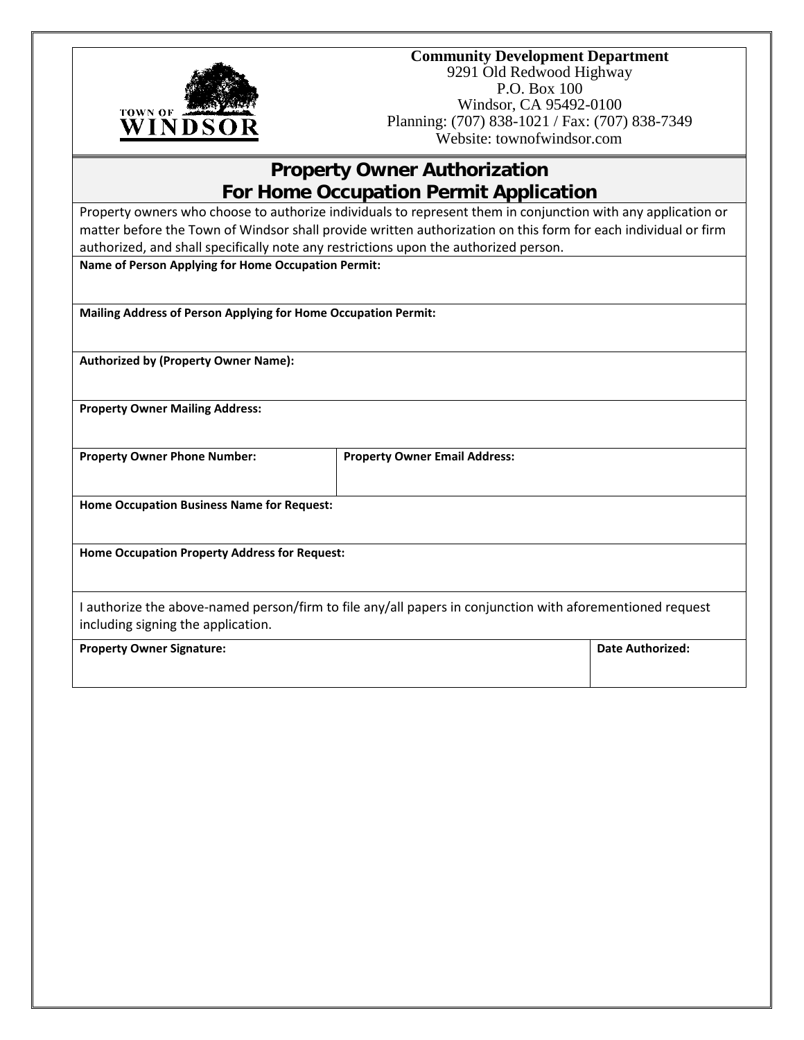TOWN OF WINDSOR

**Community Development Department**
9291 Old Redwood Highway
P.O. Box 100
Windsor, CA 95492-0100
Planning: (707) 838-1021 / Fax: (707) 838-7349
Website: townofwindsor.com

# Property Owner Authorization For Home Occupation Permit Application

Property owners who choose to authorize individuals to represent them in conjunction with any application or matter before the Town of Windsor shall provide written authorization on this form for each individual or firm authorized, and shall specifically note any restrictions upon the authorized person.

**Name of Person Applying for Home Occupation Permit:**

**Mailing Address of Person Applying for Home Occupation Permit:**

**Authorized by (Property Owner Name):**

**Property Owner Mailing Address:**

| **Property Owner Phone Number:** | **Property Owner Email Address:** |
|---|---|
| | |

**Home Occupation Business Name for Request:**

**Home Occupation Property Address for Request:**

I authorize the above-named person/firm to file any/all papers in conjunction with aforementioned request including signing the application.

| **Property Owner Signature:** | **Date Authorized:** |
|---|---|
| | |